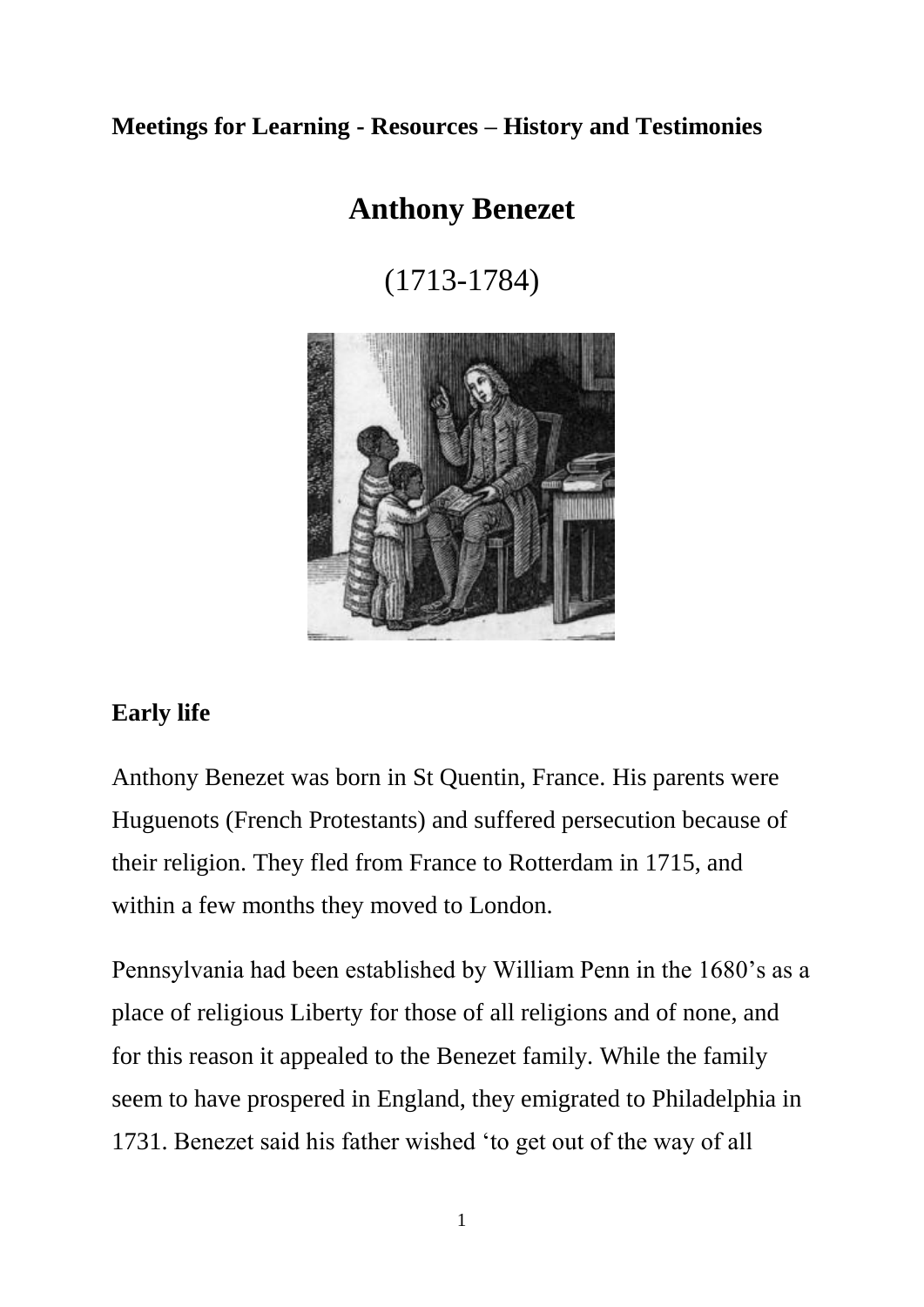**Meetings for Learning - Resources – History and Testimonies**

# Anthony Benezet

(1713-1784)

## Early life

Anthony Benezet was born in St Quentin, France. His parents were Huguenots (French Protestants) and suffered persecution because of their religion. They fled from France to Rotterdam in 1715, and within a few months they moved to London.

Pennsylvania had been established by William Penn in the 1680's as a place of religious Liberty for those of all religions and of none, and for this reason it appealed to the Benezet family. While the family seem to have prospered in England, they emigrated to Philadelphia in 1731. Benezet said his father wished 'to get out of the way of all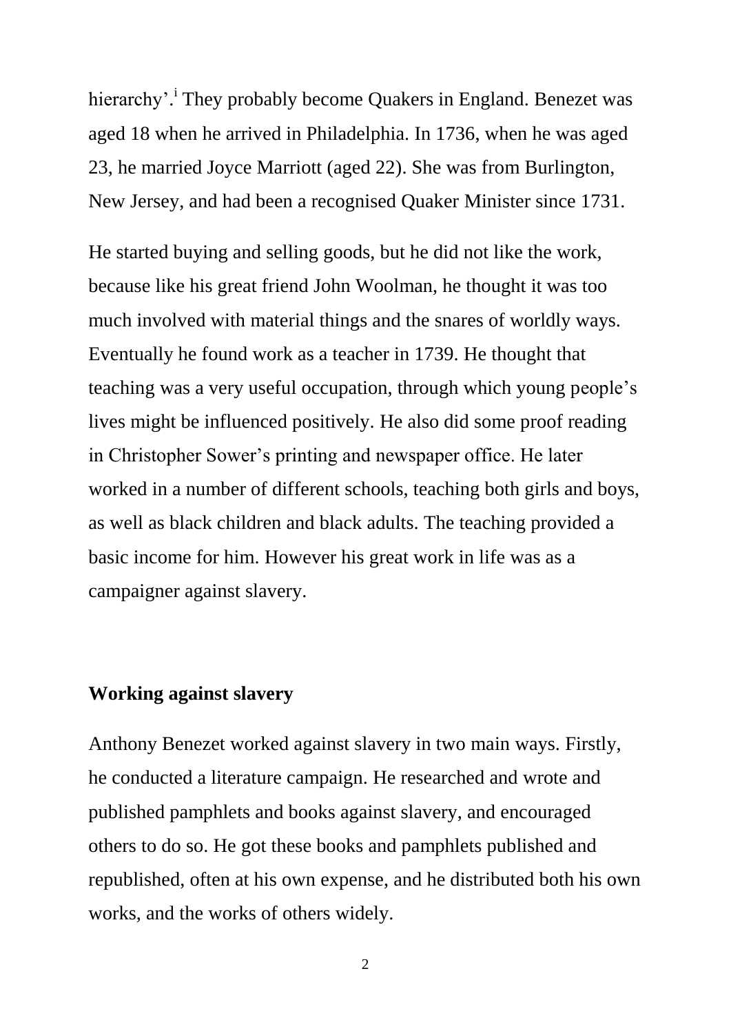hierarchy'.[i] They probably become Quakers in England. Benezet was aged 18 when he arrived in Philadelphia. In 1736, when he was aged 23, he married Joyce Marriott (aged 22). She was from Burlington, New Jersey, and had been a recognised Quaker Minister since 1731.

He started buying and selling goods, but he did not like the work, because like his great friend John Woolman, he thought it was too much involved with material things and the snares of worldly ways. Eventually he found work as a teacher in 1739. He thought that teaching was a very useful occupation, through which young people's lives might be influenced positively. He also did some proof reading in Christopher Sower's printing and newspaper office. He later worked in a number of different schools, teaching both girls and boys, as well as black children and black adults. The teaching provided a basic income for him. However his great work in life was as a campaigner against slavery.

## Working against slavery

Anthony Benezet worked against slavery in two main ways. Firstly, he conducted a literature campaign. He researched and wrote and published pamphlets and books against slavery, and encouraged others to do so. He got these books and pamphlets published and republished, often at his own expense, and he distributed both his own works, and the works of others widely.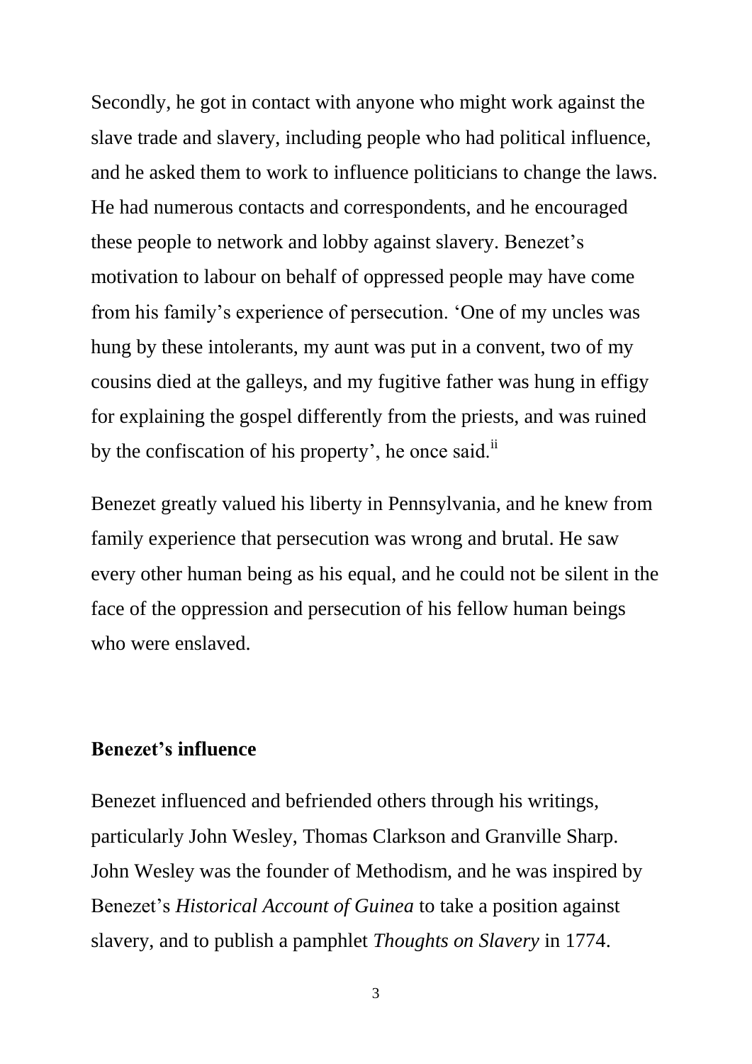Secondly, he got in contact with anyone who might work against the slave trade and slavery, including people who had political influence, and he asked them to work to influence politicians to change the laws. He had numerous contacts and correspondents, and he encouraged these people to network and lobby against slavery. Benezet's motivation to labour on behalf of oppressed people may have come from his family's experience of persecution. 'One of my uncles was hung by these intolerants, my aunt was put in a convent, two of my cousins died at the galleys, and my fugitive father was hung in effigy for explaining the gospel differently from the priests, and was ruined by the confiscation of his property', he once said.[ii]

Benezet greatly valued his liberty in Pennsylvania, and he knew from family experience that persecution was wrong and brutal. He saw every other human being as his equal, and he could not be silent in the face of the oppression and persecution of his fellow human beings who were enslaved.

## Benezet's influence

Benezet influenced and befriended others through his writings, particularly John Wesley, Thomas Clarkson and Granville Sharp. John Wesley was the founder of Methodism, and he was inspired by Benezet's *Historical Account of Guinea* to take a position against slavery, and to publish a pamphlet *Thoughts on Slavery* in 1774.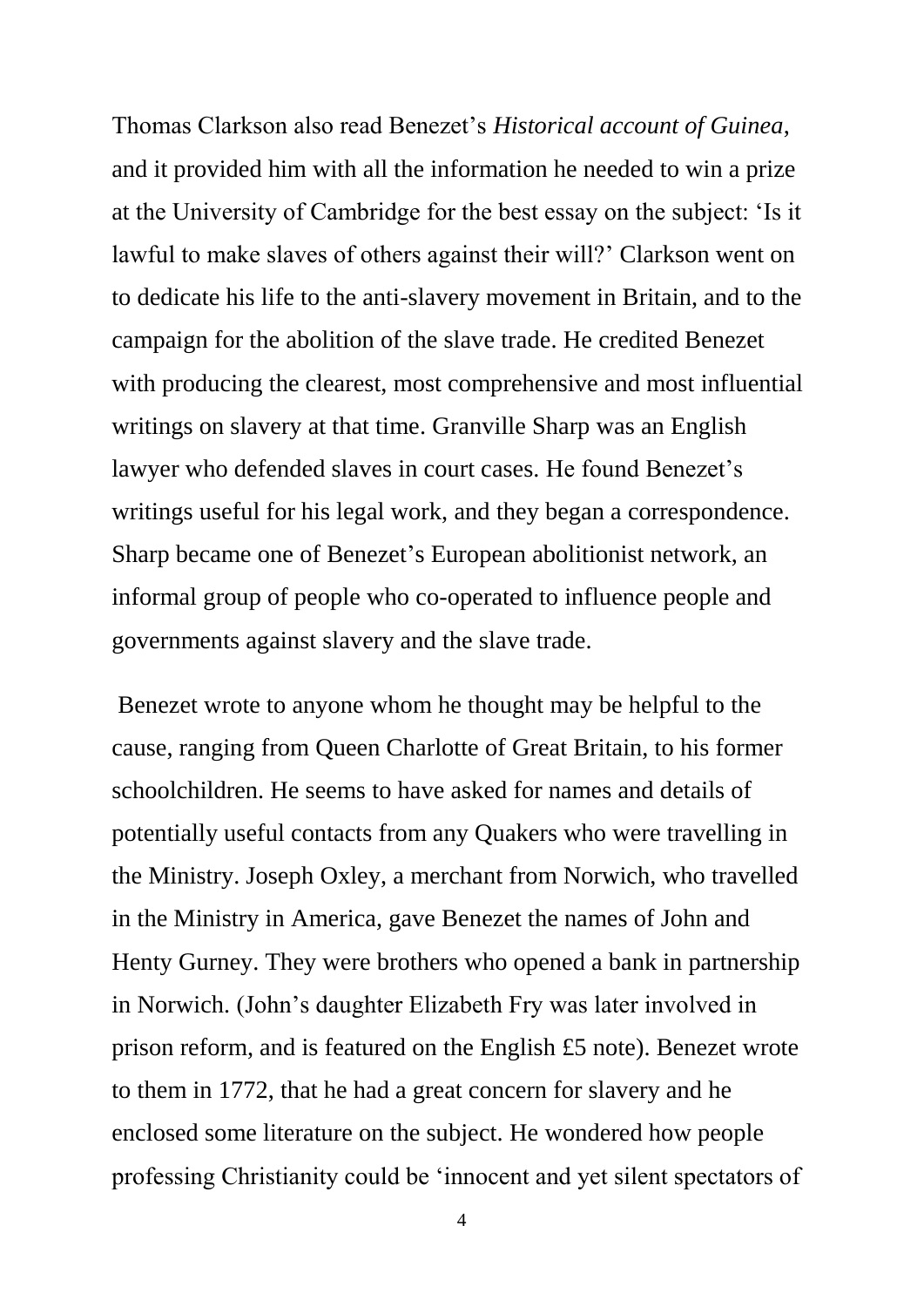Thomas Clarkson also read Benezet's *Historical account of Guinea*, and it provided him with all the information he needed to win a prize at the University of Cambridge for the best essay on the subject: 'Is it lawful to make slaves of others against their will?' Clarkson went on to dedicate his life to the anti-slavery movement in Britain, and to the campaign for the abolition of the slave trade. He credited Benezet with producing the clearest, most comprehensive and most influential writings on slavery at that time. Granville Sharp was an English lawyer who defended slaves in court cases. He found Benezet's writings useful for his legal work, and they began a correspondence. Sharp became one of Benezet's European abolitionist network, an informal group of people who co-operated to influence people and governments against slavery and the slave trade.

Benezet wrote to anyone whom he thought may be helpful to the cause, ranging from Queen Charlotte of Great Britain, to his former schoolchildren. He seems to have asked for names and details of potentially useful contacts from any Quakers who were travelling in the Ministry. Joseph Oxley, a merchant from Norwich, who travelled in the Ministry in America, gave Benezet the names of John and Henty Gurney. They were brothers who opened a bank in partnership in Norwich. (John's daughter Elizabeth Fry was later involved in prison reform, and is featured on the English £5 note). Benezet wrote to them in 1772, that he had a great concern for slavery and he enclosed some literature on the subject. He wondered how people professing Christianity could be 'innocent and yet silent spectators of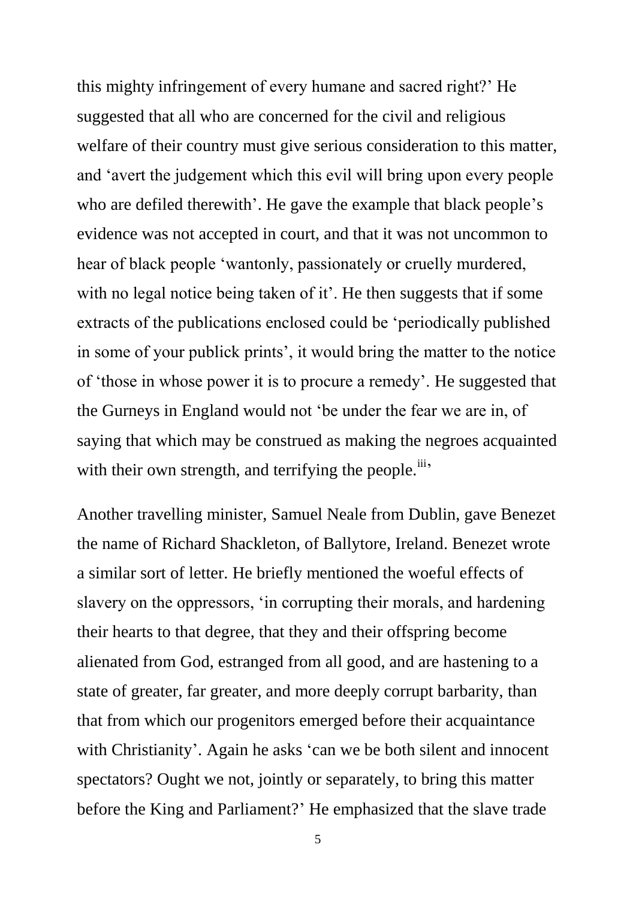this mighty infringement of every humane and sacred right?' He suggested that all who are concerned for the civil and religious welfare of their country must give serious consideration to this matter, and 'avert the judgement which this evil will bring upon every people who are defiled therewith'. He gave the example that black people's evidence was not accepted in court, and that it was not uncommon to hear of black people 'wantonly, passionately or cruelly murdered, with no legal notice being taken of it'. He then suggests that if some extracts of the publications enclosed could be 'periodically published in some of your publick prints', it would bring the matter to the notice of 'those in whose power it is to procure a remedy'. He suggested that the Gurneys in England would not 'be under the fear we are in, of saying that which may be construed as making the negroes acquainted with their own strength, and terrifying the people.[iii]'

Another travelling minister, Samuel Neale from Dublin, gave Benezet the name of Richard Shackleton, of Ballytore, Ireland. Benezet wrote a similar sort of letter. He briefly mentioned the woeful effects of slavery on the oppressors, 'in corrupting their morals, and hardening their hearts to that degree, that they and their offspring become alienated from God, estranged from all good, and are hastening to a state of greater, far greater, and more deeply corrupt barbarity, than that from which our progenitors emerged before their acquaintance with Christianity'. Again he asks 'can we be both silent and innocent spectators? Ought we not, jointly or separately, to bring this matter before the King and Parliament?' He emphasized that the slave trade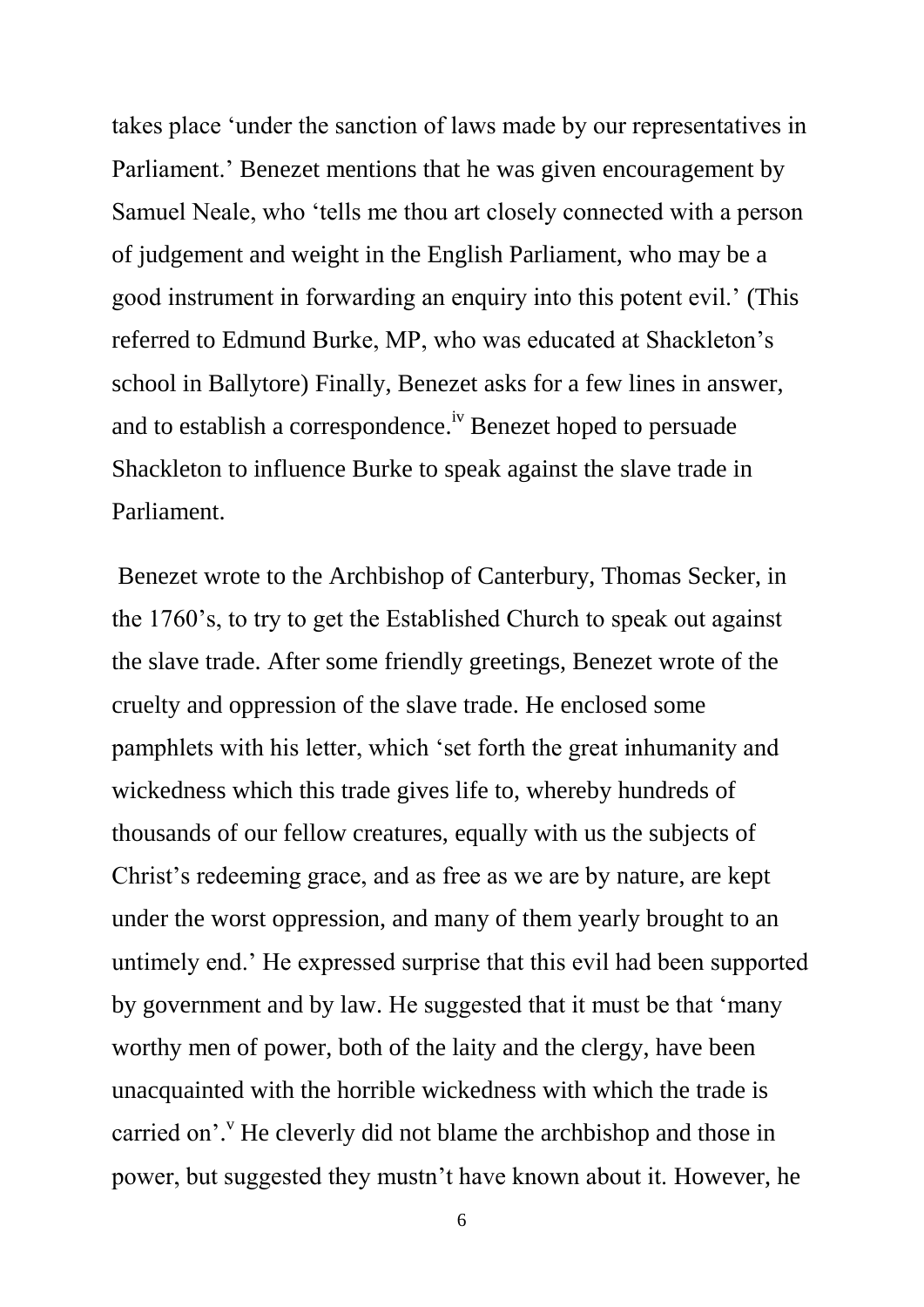takes place 'under the sanction of laws made by our representatives in Parliament.' Benezet mentions that he was given encouragement by Samuel Neale, who 'tells me thou art closely connected with a person of judgement and weight in the English Parliament, who may be a good instrument in forwarding an enquiry into this potent evil.' (This referred to Edmund Burke, MP, who was educated at Shackleton's school in Ballytore) Finally, Benezet asks for a few lines in answer, and to establish a correspondence.[iv] Benezet hoped to persuade Shackleton to influence Burke to speak against the slave trade in Parliament.

Benezet wrote to the Archbishop of Canterbury, Thomas Secker, in the 1760's, to try to get the Established Church to speak out against the slave trade. After some friendly greetings, Benezet wrote of the cruelty and oppression of the slave trade. He enclosed some pamphlets with his letter, which 'set forth the great inhumanity and wickedness which this trade gives life to, whereby hundreds of thousands of our fellow creatures, equally with us the subjects of Christ's redeeming grace, and as free as we are by nature, are kept under the worst oppression, and many of them yearly brought to an untimely end.' He expressed surprise that this evil had been supported by government and by law. He suggested that it must be that 'many worthy men of power, both of the laity and the clergy, have been unacquainted with the horrible wickedness with which the trade is carried on'.[v] He cleverly did not blame the archbishop and those in power, but suggested they mustn't have known about it. However, he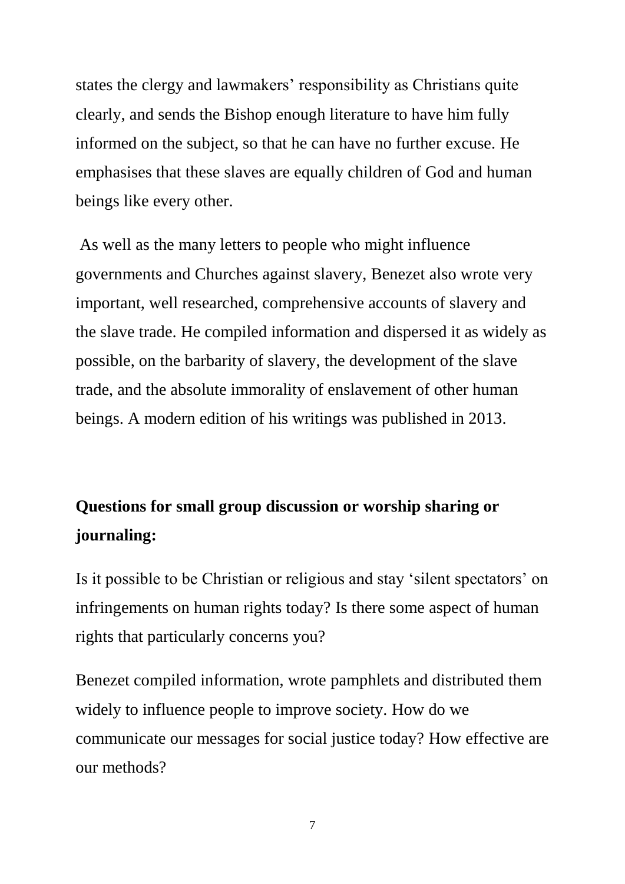states the clergy and lawmakers' responsibility as Christians quite clearly, and sends the Bishop enough literature to have him fully informed on the subject, so that he can have no further excuse. He emphasises that these slaves are equally children of God and human beings like every other.

As well as the many letters to people who might influence governments and Churches against slavery, Benezet also wrote very important, well researched, comprehensive accounts of slavery and the slave trade. He compiled information and dispersed it as widely as possible, on the barbarity of slavery, the development of the slave trade, and the absolute immorality of enslavement of other human beings. A modern edition of his writings was published in 2013.

**Questions for small group discussion or worship sharing or journaling:**

Is it possible to be Christian or religious and stay 'silent spectators' on infringements on human rights today? Is there some aspect of human rights that particularly concerns you?

Benezet compiled information, wrote pamphlets and distributed them widely to influence people to improve society. How do we communicate our messages for social justice today? How effective are our methods?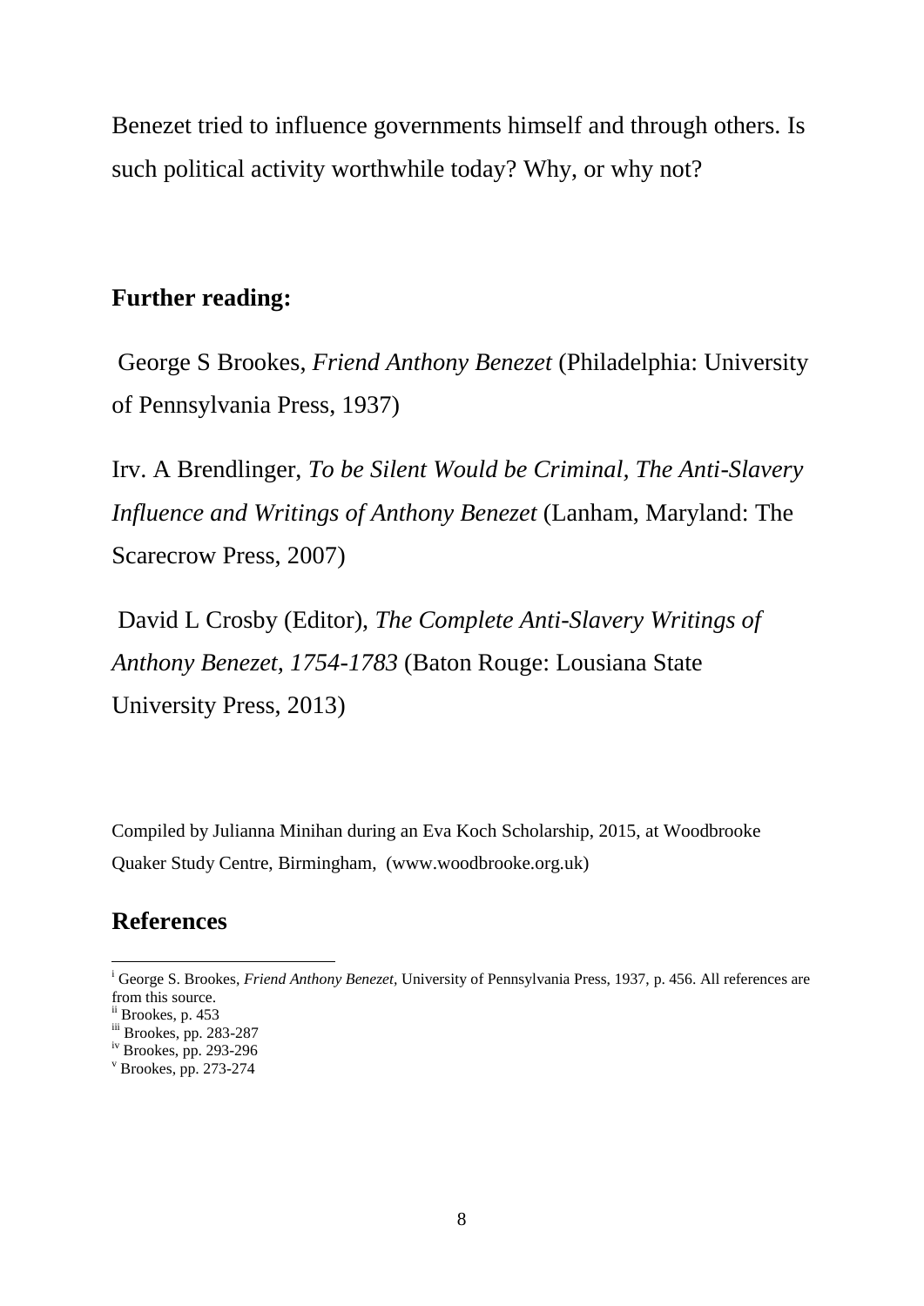Benezet tried to influence governments himself and through others. Is such political activity worthwhile today? Why, or why not?

## Further reading:

George S Brookes, *Friend Anthony Benezet* (Philadelphia: University of Pennsylvania Press, 1937)

Irv. A Brendlinger, *To be Silent Would be Criminal, The Anti-Slavery Influence and Writings of Anthony Benezet* (Lanham, Maryland: The Scarecrow Press, 2007)

David L Crosby (Editor), *The Complete Anti-Slavery Writings of Anthony Benezet, 1754-1783* (Baton Rouge: Lousiana State University Press, 2013)

Compiled by Julianna Minihan during an Eva Koch Scholarship, 2015, at Woodbrooke Quaker Study Centre, Birmingham, (www.woodbrooke.org.uk)

## References

[i] George S. Brookes, *Friend Anthony Benezet*, University of Pennsylvania Press, 1937, p. 456. All references are from this source.

[ii] Brookes, p. 453

[iii] Brookes, pp. 283-287

[iv] Brookes, pp. 293-296

[v] Brookes, pp. 273-274